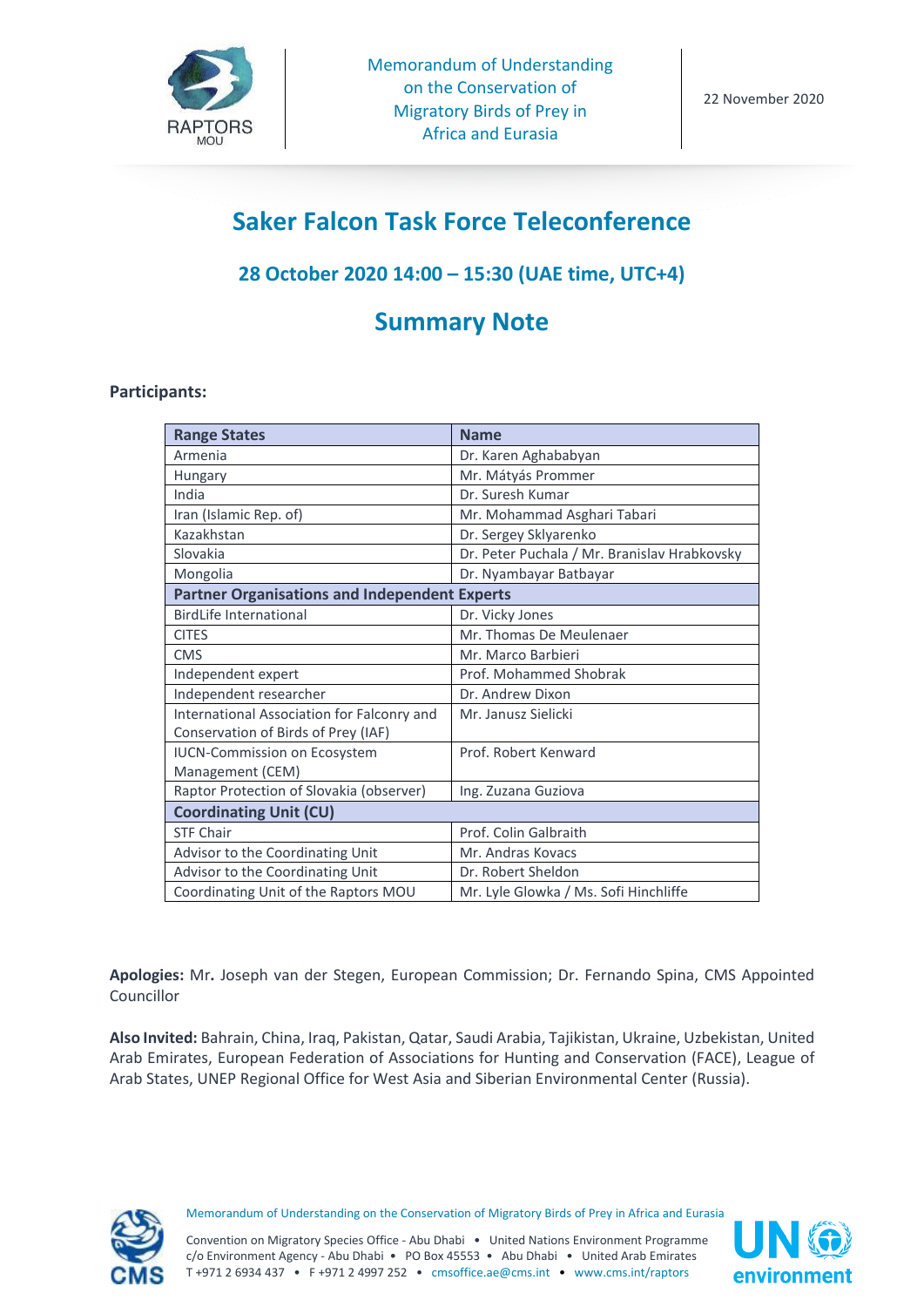Memorandum of Understanding on the Conservation of Migratory Birds of Prey in Africa and Eurasia

22 November 2020

# Saker Falcon Task Force Teleconference

## 28 October 2020 14:00 – 15:30 (UAE time, UTC+4)

# Summary Note

**Participants:**

| Range States | Name |
|---|---|
| Armenia | Dr. Karen Aghababyan |
| Hungary | Mr. Mátyás Prommer |
| India | Dr. Suresh Kumar |
| Iran (Islamic Rep. of) | Mr. Mohammad Asghari Tabari |
| Kazakhstan | Dr. Sergey Sklyarenko |
| Slovakia | Dr. Peter Puchala / Mr. Branislav Hrabkovsky |
| Mongolia | Dr. Nyambayar Batbayar |
| **Partner Organisations and Independent Experts** | |
| BirdLife International | Dr. Vicky Jones |
| CITES | Mr. Thomas De Meulenaer |
| CMS | Mr. Marco Barbieri |
| Independent expert | Prof. Mohammed Shobrak |
| Independent researcher | Dr. Andrew Dixon |
| International Association for Falconry and Conservation of Birds of Prey (IAF) | Mr. Janusz Sielicki |
| IUCN-Commission on Ecosystem Management (CEM) | Prof. Robert Kenward |
| Raptor Protection of Slovakia (observer) | Ing. Zuzana Guziova |
| **Coordinating Unit (CU)** | |
| STF Chair | Prof. Colin Galbraith |
| Advisor to the Coordinating Unit | Mr. Andras Kovacs |
| Advisor to the Coordinating Unit | Dr. Robert Sheldon |
| Coordinating Unit of the Raptors MOU | Mr. Lyle Glowka / Ms. Sofi Hinchliffe |

**Apologies:** Mr**.** Joseph van der Stegen, European Commission; Dr. Fernando Spina, CMS Appointed Councillor

**Also Invited:** Bahrain, China, Iraq, Pakistan, Qatar, Saudi Arabia, Tajikistan, Ukraine, Uzbekistan, United Arab Emirates, European Federation of Associations for Hunting and Conservation (FACE), League of Arab States, UNEP Regional Office for West Asia and Siberian Environmental Center (Russia).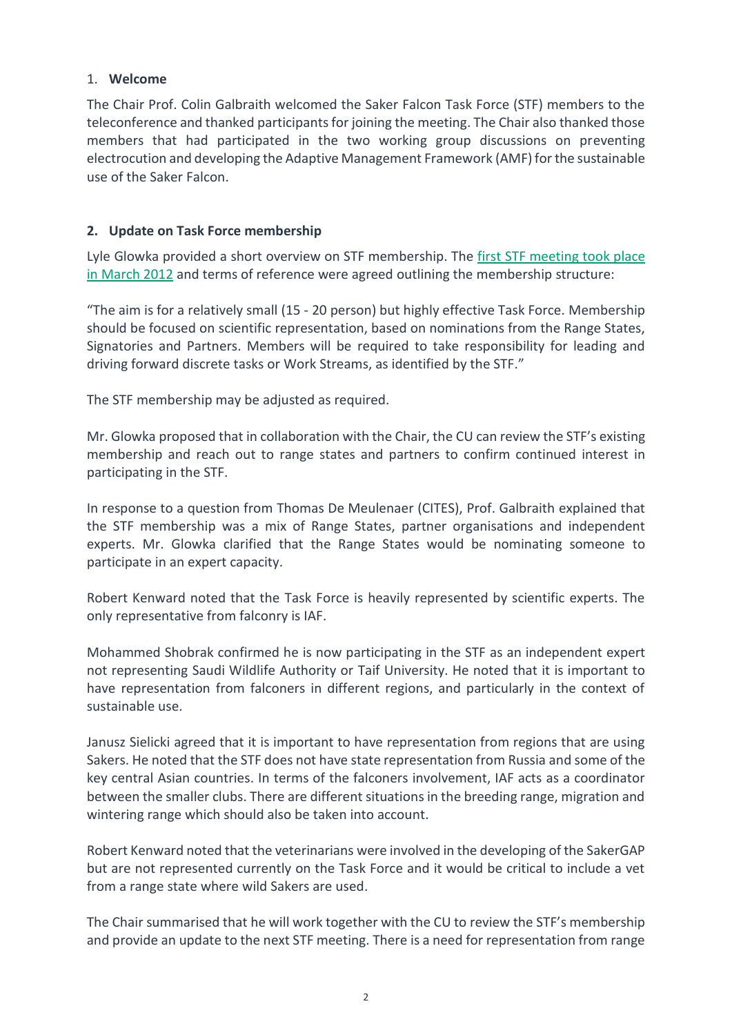## 1. Welcome

The Chair Prof. Colin Galbraith welcomed the Saker Falcon Task Force (STF) members to the teleconference and thanked participants for joining the meeting. The Chair also thanked those members that had participated in the two working group discussions on preventing electrocution and developing the Adaptive Management Framework (AMF) for the sustainable use of the Saker Falcon.

## 2. Update on Task Force membership

Lyle Glowka provided a short overview on STF membership. The first STF meeting took place in March 2012 and terms of reference were agreed outlining the membership structure:

"The aim is for a relatively small (15 - 20 person) but highly effective Task Force. Membership should be focused on scientific representation, based on nominations from the Range States, Signatories and Partners. Members will be required to take responsibility for leading and driving forward discrete tasks or Work Streams, as identified by the STF."

The STF membership may be adjusted as required.

Mr. Glowka proposed that in collaboration with the Chair, the CU can review the STF's existing membership and reach out to range states and partners to confirm continued interest in participating in the STF.

In response to a question from Thomas De Meulenaer (CITES), Prof. Galbraith explained that the STF membership was a mix of Range States, partner organisations and independent experts. Mr. Glowka clarified that the Range States would be nominating someone to participate in an expert capacity.

Robert Kenward noted that the Task Force is heavily represented by scientific experts. The only representative from falconry is IAF.

Mohammed Shobrak confirmed he is now participating in the STF as an independent expert not representing Saudi Wildlife Authority or Taif University. He noted that it is important to have representation from falconers in different regions, and particularly in the context of sustainable use.

Janusz Sielicki agreed that it is important to have representation from regions that are using Sakers. He noted that the STF does not have state representation from Russia and some of the key central Asian countries. In terms of the falconers involvement, IAF acts as a coordinator between the smaller clubs. There are different situations in the breeding range, migration and wintering range which should also be taken into account.

Robert Kenward noted that the veterinarians were involved in the developing of the SakerGAP but are not represented currently on the Task Force and it would be critical to include a vet from a range state where wild Sakers are used.

The Chair summarised that he will work together with the CU to review the STF's membership and provide an update to the next STF meeting. There is a need for representation from range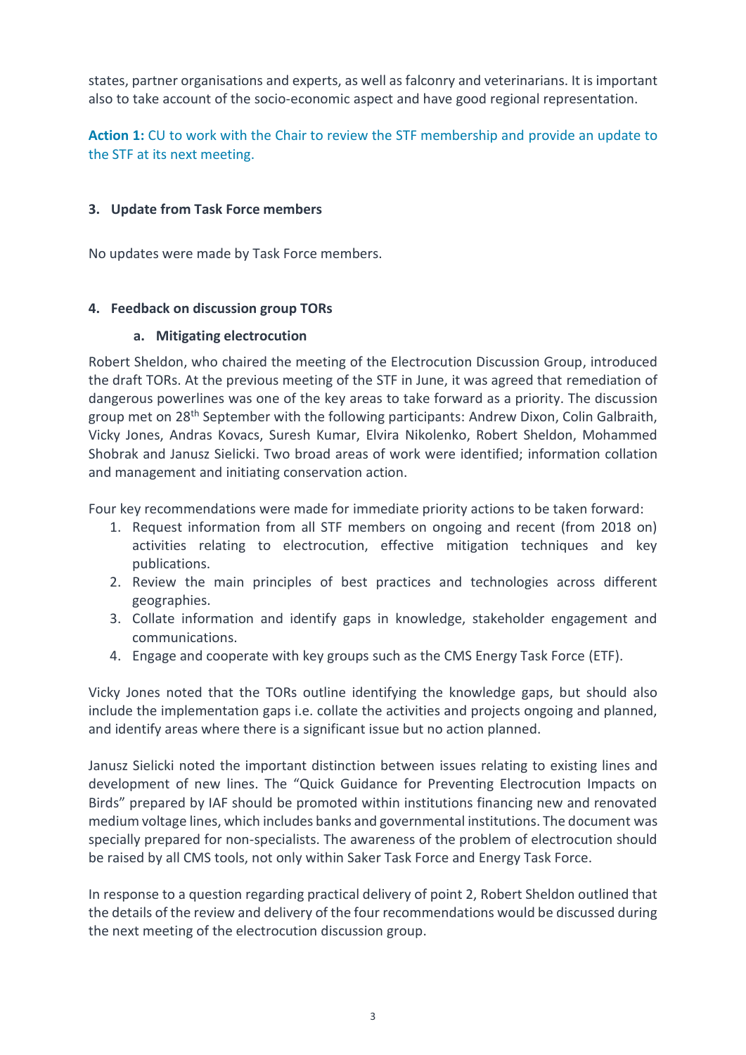states, partner organisations and experts, as well as falconry and veterinarians. It is important also to take account of the socio-economic aspect and have good regional representation.

**Action 1:** CU to work with the Chair to review the STF membership and provide an update to the STF at its next meeting.

## 3. Update from Task Force members

No updates were made by Task Force members.

## 4. Feedback on discussion group TORs

### a. Mitigating electrocution

Robert Sheldon, who chaired the meeting of the Electrocution Discussion Group, introduced the draft TORs. At the previous meeting of the STF in June, it was agreed that remediation of dangerous powerlines was one of the key areas to take forward as a priority. The discussion group met on 28th September with the following participants: Andrew Dixon, Colin Galbraith, Vicky Jones, Andras Kovacs, Suresh Kumar, Elvira Nikolenko, Robert Sheldon, Mohammed Shobrak and Janusz Sielicki. Two broad areas of work were identified; information collation and management and initiating conservation action.

Four key recommendations were made for immediate priority actions to be taken forward:

1. Request information from all STF members on ongoing and recent (from 2018 on) activities relating to electrocution, effective mitigation techniques and key publications.
2. Review the main principles of best practices and technologies across different geographies.
3. Collate information and identify gaps in knowledge, stakeholder engagement and communications.
4. Engage and cooperate with key groups such as the CMS Energy Task Force (ETF).

Vicky Jones noted that the TORs outline identifying the knowledge gaps, but should also include the implementation gaps i.e. collate the activities and projects ongoing and planned, and identify areas where there is a significant issue but no action planned.

Janusz Sielicki noted the important distinction between issues relating to existing lines and development of new lines. The "Quick Guidance for Preventing Electrocution Impacts on Birds" prepared by IAF should be promoted within institutions financing new and renovated medium voltage lines, which includes banks and governmental institutions. The document was specially prepared for non-specialists. The awareness of the problem of electrocution should be raised by all CMS tools, not only within Saker Task Force and Energy Task Force.

In response to a question regarding practical delivery of point 2, Robert Sheldon outlined that the details of the review and delivery of the four recommendations would be discussed during the next meeting of the electrocution discussion group.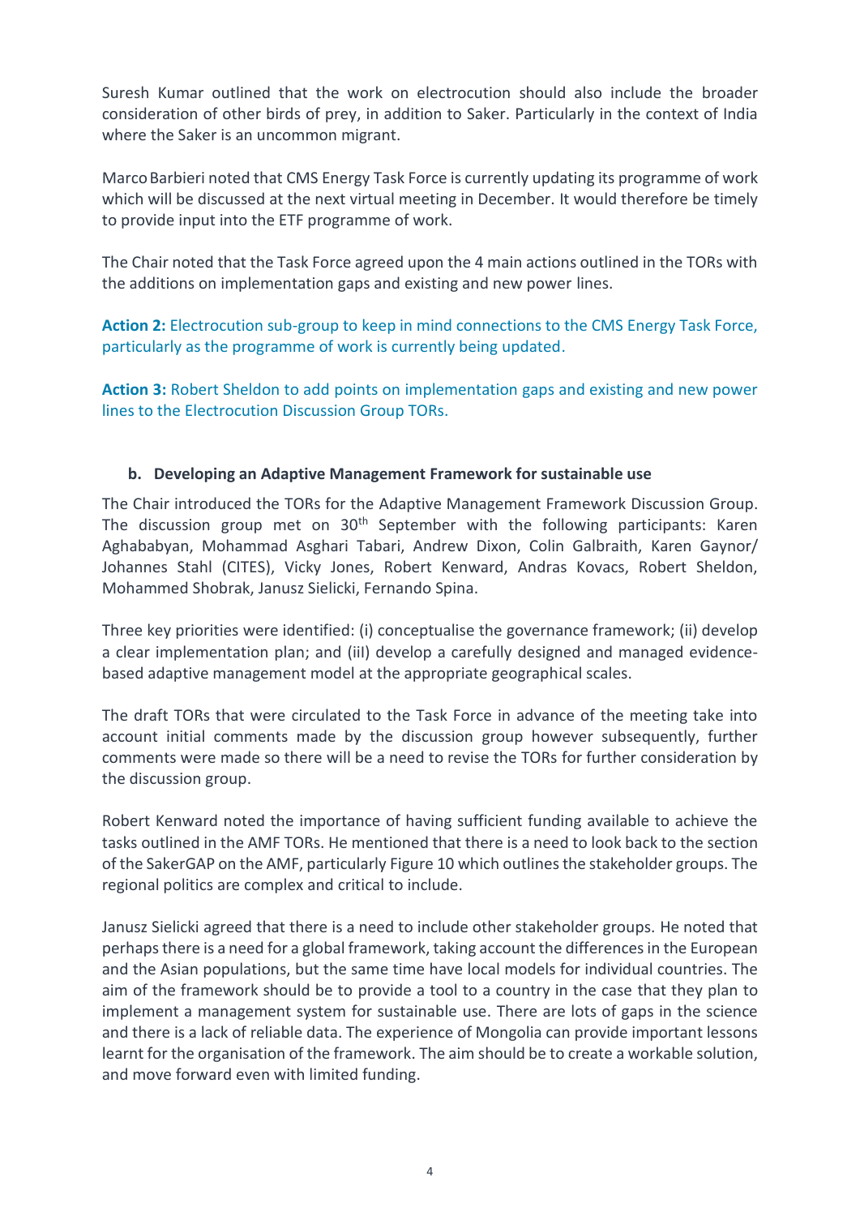Suresh Kumar outlined that the work on electrocution should also include the broader consideration of other birds of prey, in addition to Saker. Particularly in the context of India where the Saker is an uncommon migrant.

Marco Barbieri noted that CMS Energy Task Force is currently updating its programme of work which will be discussed at the next virtual meeting in December. It would therefore be timely to provide input into the ETF programme of work.

The Chair noted that the Task Force agreed upon the 4 main actions outlined in the TORs with the additions on implementation gaps and existing and new power lines.

**Action 2:** Electrocution sub-group to keep in mind connections to the CMS Energy Task Force, particularly as the programme of work is currently being updated.

**Action 3:** Robert Sheldon to add points on implementation gaps and existing and new power lines to the Electrocution Discussion Group TORs.

### b. Developing an Adaptive Management Framework for sustainable use

The Chair introduced the TORs for the Adaptive Management Framework Discussion Group. The discussion group met on 30th September with the following participants: Karen Aghababyan, Mohammad Asghari Tabari, Andrew Dixon, Colin Galbraith, Karen Gaynor/ Johannes Stahl (CITES), Vicky Jones, Robert Kenward, Andras Kovacs, Robert Sheldon, Mohammed Shobrak, Janusz Sielicki, Fernando Spina.

Three key priorities were identified: (i) conceptualise the governance framework; (ii) develop a clear implementation plan; and (iii) develop a carefully designed and managed evidence-based adaptive management model at the appropriate geographical scales.

The draft TORs that were circulated to the Task Force in advance of the meeting take into account initial comments made by the discussion group however subsequently, further comments were made so there will be a need to revise the TORs for further consideration by the discussion group.

Robert Kenward noted the importance of having sufficient funding available to achieve the tasks outlined in the AMF TORs. He mentioned that there is a need to look back to the section of the SakerGAP on the AMF, particularly Figure 10 which outlines the stakeholder groups. The regional politics are complex and critical to include.

Janusz Sielicki agreed that there is a need to include other stakeholder groups. He noted that perhaps there is a need for a global framework, taking account the differences in the European and the Asian populations, but the same time have local models for individual countries. The aim of the framework should be to provide a tool to a country in the case that they plan to implement a management system for sustainable use. There are lots of gaps in the science and there is a lack of reliable data. The experience of Mongolia can provide important lessons learnt for the organisation of the framework. The aim should be to create a workable solution, and move forward even with limited funding.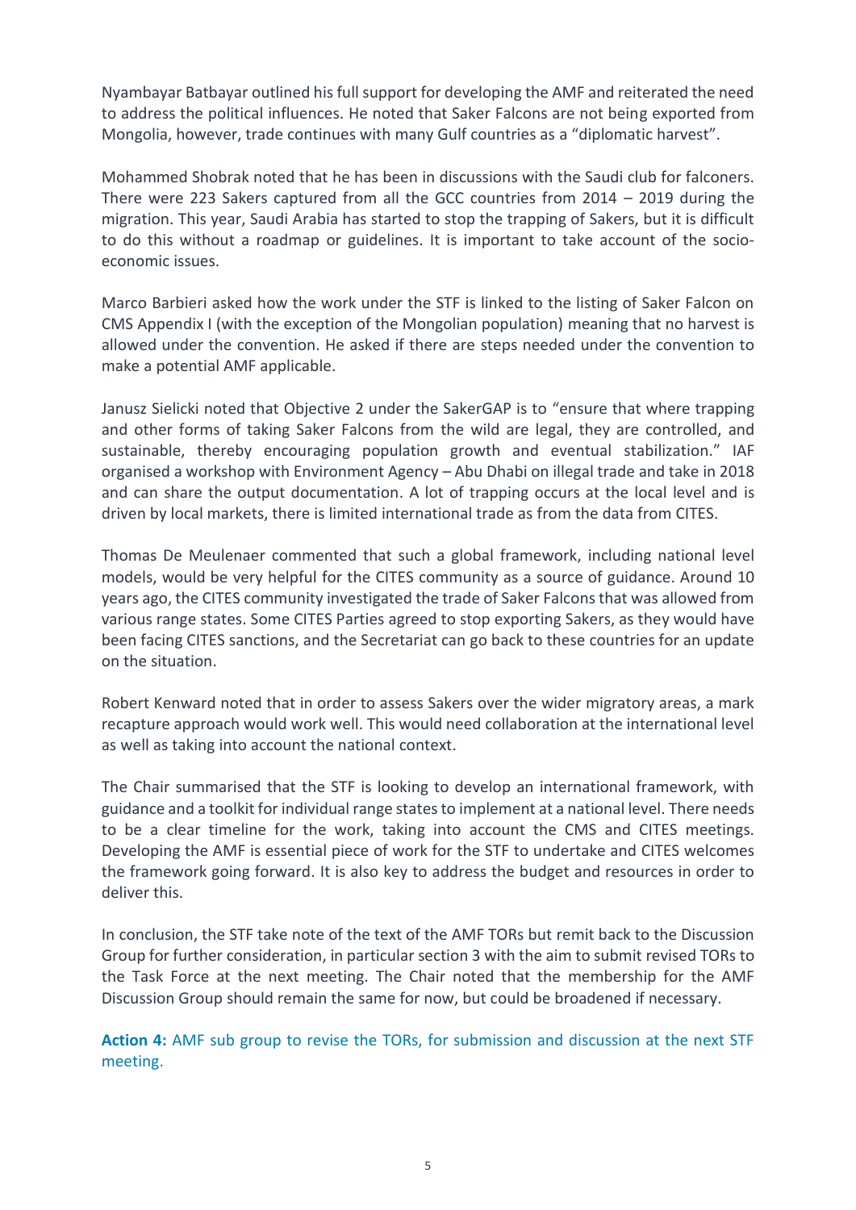Nyambayar Batbayar outlined his full support for developing the AMF and reiterated the need to address the political influences. He noted that Saker Falcons are not being exported from Mongolia, however, trade continues with many Gulf countries as a "diplomatic harvest".

Mohammed Shobrak noted that he has been in discussions with the Saudi club for falconers. There were 223 Sakers captured from all the GCC countries from 2014 – 2019 during the migration. This year, Saudi Arabia has started to stop the trapping of Sakers, but it is difficult to do this without a roadmap or guidelines. It is important to take account of the socio-economic issues.

Marco Barbieri asked how the work under the STF is linked to the listing of Saker Falcon on CMS Appendix I (with the exception of the Mongolian population) meaning that no harvest is allowed under the convention. He asked if there are steps needed under the convention to make a potential AMF applicable.

Janusz Sielicki noted that Objective 2 under the SakerGAP is to "ensure that where trapping and other forms of taking Saker Falcons from the wild are legal, they are controlled, and sustainable, thereby encouraging population growth and eventual stabilization." IAF organised a workshop with Environment Agency – Abu Dhabi on illegal trade and take in 2018 and can share the output documentation. A lot of trapping occurs at the local level and is driven by local markets, there is limited international trade as from the data from CITES.

Thomas De Meulenaer commented that such a global framework, including national level models, would be very helpful for the CITES community as a source of guidance. Around 10 years ago, the CITES community investigated the trade of Saker Falcons that was allowed from various range states. Some CITES Parties agreed to stop exporting Sakers, as they would have been facing CITES sanctions, and the Secretariat can go back to these countries for an update on the situation.

Robert Kenward noted that in order to assess Sakers over the wider migratory areas, a mark recapture approach would work well. This would need collaboration at the international level as well as taking into account the national context.

The Chair summarised that the STF is looking to develop an international framework, with guidance and a toolkit for individual range states to implement at a national level. There needs to be a clear timeline for the work, taking into account the CMS and CITES meetings. Developing the AMF is essential piece of work for the STF to undertake and CITES welcomes the framework going forward. It is also key to address the budget and resources in order to deliver this.

In conclusion, the STF take note of the text of the AMF TORs but remit back to the Discussion Group for further consideration, in particular section 3 with the aim to submit revised TORs to the Task Force at the next meeting. The Chair noted that the membership for the AMF Discussion Group should remain the same for now, but could be broadened if necessary.

**Action 4:** AMF sub group to revise the TORs, for submission and discussion at the next STF meeting.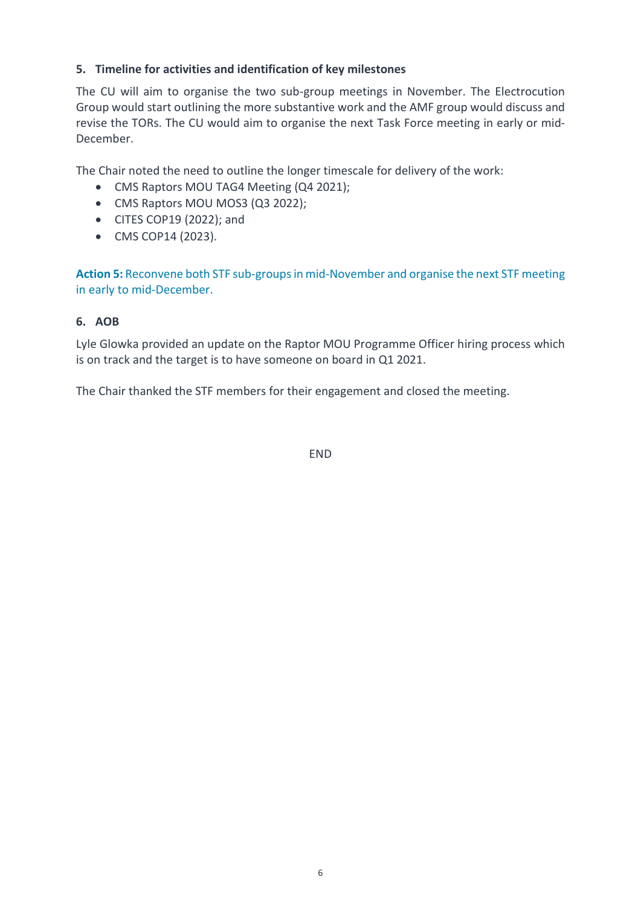## 5. Timeline for activities and identification of key milestones

The CU will aim to organise the two sub-group meetings in November. The Electrocution Group would start outlining the more substantive work and the AMF group would discuss and revise the TORs. The CU would aim to organise the next Task Force meeting in early or mid-December.

The Chair noted the need to outline the longer timescale for delivery of the work:

- CMS Raptors MOU TAG4 Meeting (Q4 2021);
- CMS Raptors MOU MOS3 (Q3 2022);
- CITES COP19 (2022); and
- CMS COP14 (2023).

**Action 5:** Reconvene both STF sub-groups in mid-November and organise the next STF meeting in early to mid-December.

## 6. AOB

Lyle Glowka provided an update on the Raptor MOU Programme Officer hiring process which is on track and the target is to have someone on board in Q1 2021.

The Chair thanked the STF members for their engagement and closed the meeting.

END